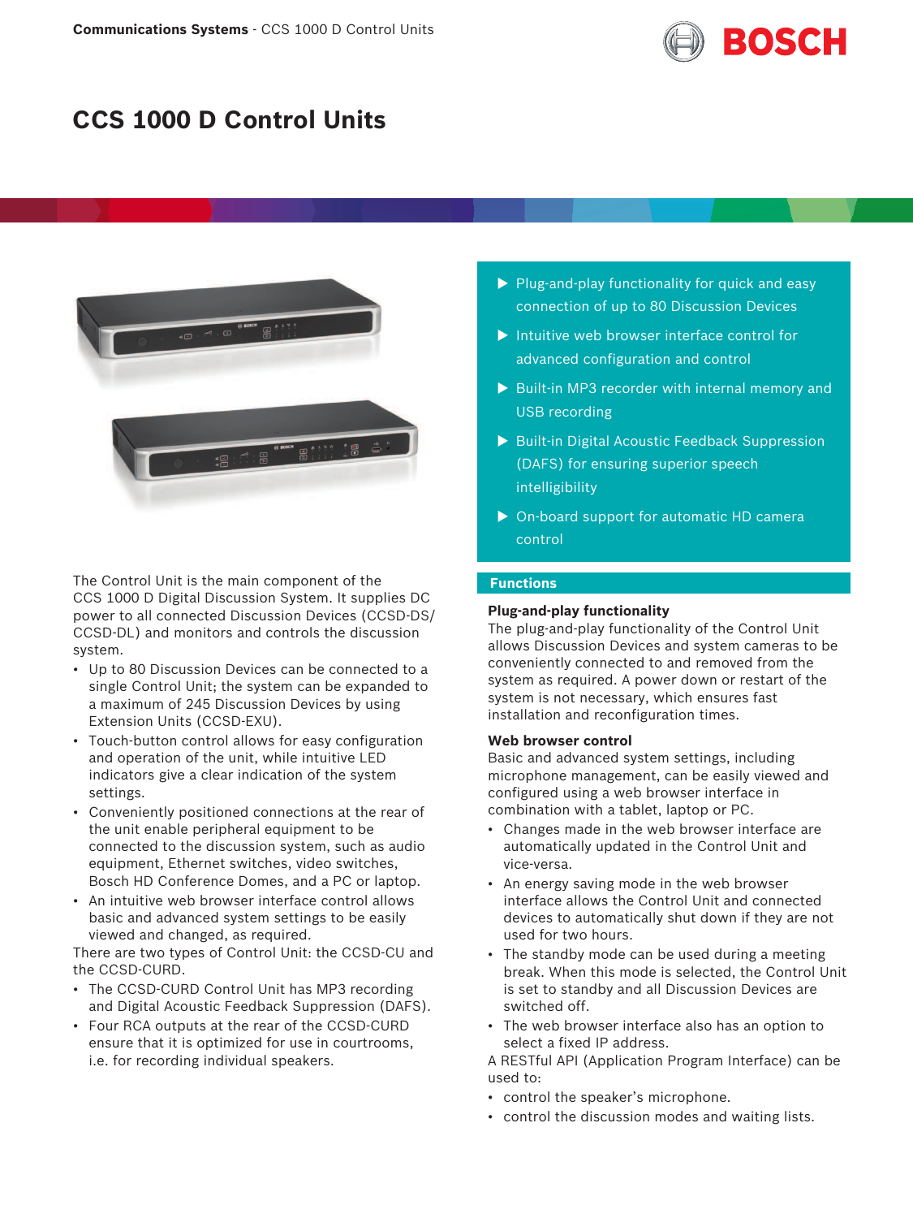# CCS 1000 D Control Units

- Plug-and-play functionality for quick and easy connection of up to 80 Discussion Devices
- Intuitive web browser interface control for advanced configuration and control
- Built-in MP3 recorder with internal memory and USB recording
- Built-in Digital Acoustic Feedback Suppression (DAFS) for ensuring superior speech intelligibility
- On-board support for automatic HD camera control

The Control Unit is the main component of the CCS 1000 D Digital Discussion System. It supplies DC power to all connected Discussion Devices (CCSD-DS/ CCSD-DL) and monitors and controls the discussion system.

- Up to 80 Discussion Devices can be connected to a single Control Unit; the system can be expanded to a maximum of 245 Discussion Devices by using Extension Units (CCSD-EXU).
- Touch-button control allows for easy configuration and operation of the unit, while intuitive LED indicators give a clear indication of the system settings.
- Conveniently positioned connections at the rear of the unit enable peripheral equipment to be connected to the discussion system, such as audio equipment, Ethernet switches, video switches, Bosch HD Conference Domes, and a PC or laptop.
- An intuitive web browser interface control allows basic and advanced system settings to be easily viewed and changed, as required.

There are two types of Control Unit: the CCSD-CU and the CCSD-CURD.

- The CCSD-CURD Control Unit has MP3 recording and Digital Acoustic Feedback Suppression (DAFS).
- Four RCA outputs at the rear of the CCSD-CURD ensure that it is optimized for use in courtrooms, i.e. for recording individual speakers.

## Functions

### Plug-and-play functionality

The plug-and-play functionality of the Control Unit allows Discussion Devices and system cameras to be conveniently connected to and removed from the system as required. A power down or restart of the system is not necessary, which ensures fast installation and reconfiguration times.

### Web browser control

Basic and advanced system settings, including microphone management, can be easily viewed and configured using a web browser interface in combination with a tablet, laptop or PC.

- Changes made in the web browser interface are automatically updated in the Control Unit and vice-versa.
- An energy saving mode in the web browser interface allows the Control Unit and connected devices to automatically shut down if they are not used for two hours.
- The standby mode can be used during a meeting break. When this mode is selected, the Control Unit is set to standby and all Discussion Devices are switched off.
- The web browser interface also has an option to select a fixed IP address.

A RESTful API (Application Program Interface) can be used to:

- control the speaker's microphone.
- control the discussion modes and waiting lists.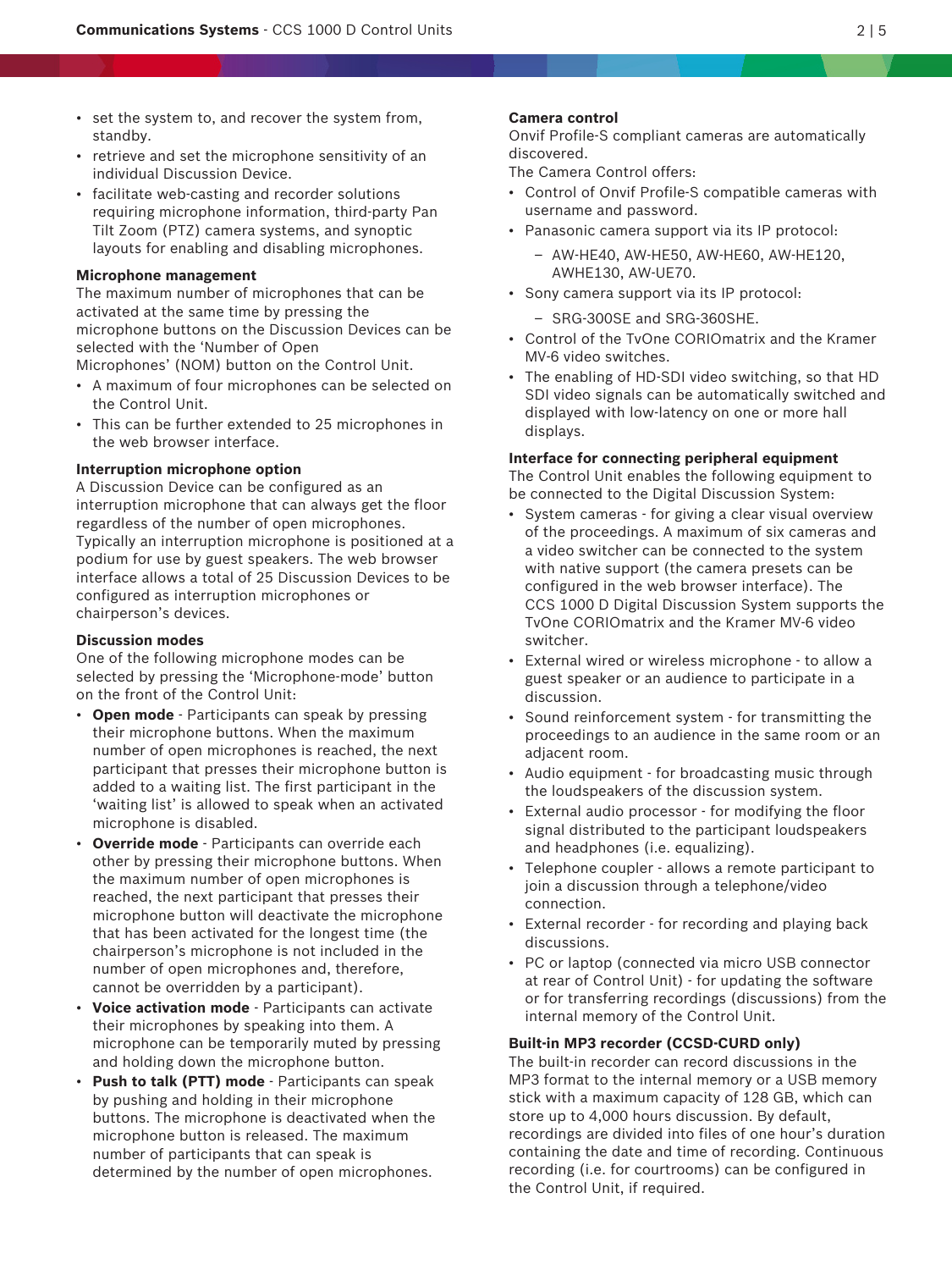- set the system to, and recover the system from, standby.
- retrieve and set the microphone sensitivity of an individual Discussion Device.
- facilitate web-casting and recorder solutions requiring microphone information, third-party Pan Tilt Zoom (PTZ) camera systems, and synoptic layouts for enabling and disabling microphones.

**Microphone management**

The maximum number of microphones that can be activated at the same time by pressing the microphone buttons on the Discussion Devices can be selected with the 'Number of Open Microphones' (NOM) button on the Control Unit.

- A maximum of four microphones can be selected on the Control Unit.
- This can be further extended to 25 microphones in the web browser interface.

**Interruption microphone option**

A Discussion Device can be configured as an interruption microphone that can always get the floor regardless of the number of open microphones. Typically an interruption microphone is positioned at a podium for use by guest speakers. The web browser interface allows a total of 25 Discussion Devices to be configured as interruption microphones or chairperson's devices.

**Discussion modes**

One of the following microphone modes can be selected by pressing the 'Microphone-mode' button on the front of the Control Unit:

- **Open mode** - Participants can speak by pressing their microphone buttons. When the maximum number of open microphones is reached, the next participant that presses their microphone button is added to a waiting list. The first participant in the 'waiting list' is allowed to speak when an activated microphone is disabled.
- **Override mode** - Participants can override each other by pressing their microphone buttons. When the maximum number of open microphones is reached, the next participant that presses their microphone button will deactivate the microphone that has been activated for the longest time (the chairperson's microphone is not included in the number of open microphones and, therefore, cannot be overridden by a participant).
- **Voice activation mode** - Participants can activate their microphones by speaking into them. A microphone can be temporarily muted by pressing and holding down the microphone button.
- **Push to talk (PTT) mode** - Participants can speak by pushing and holding in their microphone buttons. The microphone is deactivated when the microphone button is released. The maximum number of participants that can speak is determined by the number of open microphones.

**Camera control**

Onvif Profile-S compliant cameras are automatically discovered.

The Camera Control offers:

- Control of Onvif Profile-S compatible cameras with username and password.
- Panasonic camera support via its IP protocol:
  - AW-HE40, AW-HE50, AW-HE60, AW-HE120, AWHE130, AW-UE70.
- Sony camera support via its IP protocol:
  - SRG-300SE and SRG-360SHE.
- Control of the TvOne CORIOmatrix and the Kramer MV-6 video switches.
- The enabling of HD-SDI video switching, so that HD SDI video signals can be automatically switched and displayed with low-latency on one or more hall displays.

**Interface for connecting peripheral equipment**

The Control Unit enables the following equipment to be connected to the Digital Discussion System:

- System cameras - for giving a clear visual overview of the proceedings. A maximum of six cameras and a video switcher can be connected to the system with native support (the camera presets can be configured in the web browser interface). The CCS 1000 D Digital Discussion System supports the TvOne CORIOmatrix and the Kramer MV-6 video switcher.
- External wired or wireless microphone - to allow a guest speaker or an audience to participate in a discussion.
- Sound reinforcement system - for transmitting the proceedings to an audience in the same room or an adjacent room.
- Audio equipment - for broadcasting music through the loudspeakers of the discussion system.
- External audio processor - for modifying the floor signal distributed to the participant loudspeakers and headphones (i.e. equalizing).
- Telephone coupler - allows a remote participant to join a discussion through a telephone/video connection.
- External recorder - for recording and playing back discussions.
- PC or laptop (connected via micro USB connector at rear of Control Unit) - for updating the software or for transferring recordings (discussions) from the internal memory of the Control Unit.

**Built-in MP3 recorder (CCSD-CURD only)**

The built-in recorder can record discussions in the MP3 format to the internal memory or a USB memory stick with a maximum capacity of 128 GB, which can store up to 4,000 hours discussion. By default, recordings are divided into files of one hour's duration containing the date and time of recording. Continuous recording (i.e. for courtrooms) can be configured in the Control Unit, if required.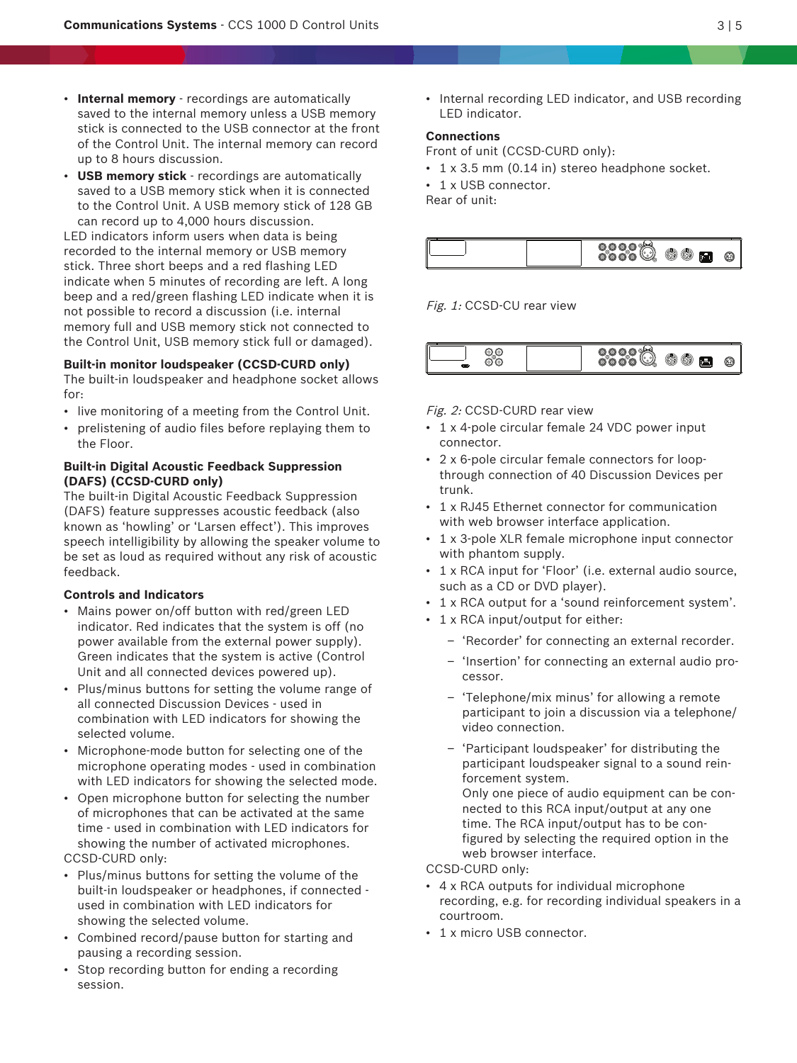- **Internal memory** - recordings are automatically saved to the internal memory unless a USB memory stick is connected to the USB connector at the front of the Control Unit. The internal memory can record up to 8 hours discussion.
- **USB memory stick** - recordings are automatically saved to a USB memory stick when it is connected to the Control Unit. A USB memory stick of 128 GB can record up to 4,000 hours discussion.

LED indicators inform users when data is being recorded to the internal memory or USB memory stick. Three short beeps and a red flashing LED indicate when 5 minutes of recording are left. A long beep and a red/green flashing LED indicate when it is not possible to record a discussion (i.e. internal memory full and USB memory stick not connected to the Control Unit, USB memory stick full or damaged).

### Built-in monitor loudspeaker (CCSD-CURD only)

The built-in loudspeaker and headphone socket allows for:

- live monitoring of a meeting from the Control Unit.
- prelistening of audio files before replaying them to the Floor.

### Built-in Digital Acoustic Feedback Suppression (DAFS) (CCSD-CURD only)

The built-in Digital Acoustic Feedback Suppression (DAFS) feature suppresses acoustic feedback (also known as 'howling' or 'Larsen effect'). This improves speech intelligibility by allowing the speaker volume to be set as loud as required without any risk of acoustic feedback.

### Controls and Indicators

- Mains power on/off button with red/green LED indicator. Red indicates that the system is off (no power available from the external power supply). Green indicates that the system is active (Control Unit and all connected devices powered up).
- Plus/minus buttons for setting the volume range of all connected Discussion Devices - used in combination with LED indicators for showing the selected volume.
- Microphone-mode button for selecting one of the microphone operating modes - used in combination with LED indicators for showing the selected mode.
- Open microphone button for selecting the number of microphones that can be activated at the same time - used in combination with LED indicators for showing the number of activated microphones.

CCSD-CURD only:

- Plus/minus buttons for setting the volume of the built-in loudspeaker or headphones, if connected - used in combination with LED indicators for showing the selected volume.
- Combined record/pause button for starting and pausing a recording session.
- Stop recording button for ending a recording session.
- Internal recording LED indicator, and USB recording LED indicator.

### Connections

Front of unit (CCSD-CURD only):

- 1 x 3.5 mm (0.14 in) stereo headphone socket.
- 1 x USB connector.

Rear of unit:

*Fig. 1:* CCSD-CU rear view

*Fig. 2:* CCSD-CURD rear view

- 1 x 4-pole circular female 24 VDC power input connector.
- 2 x 6-pole circular female connectors for loop-through connection of 40 Discussion Devices per trunk.
- 1 x RJ45 Ethernet connector for communication with web browser interface application.
- 1 x 3-pole XLR female microphone input connector with phantom supply.
- 1 x RCA input for 'Floor' (i.e. external audio source, such as a CD or DVD player).
- 1 x RCA output for a 'sound reinforcement system'.
- 1 x RCA input/output for either:
  - 'Recorder' for connecting an external recorder.
  - 'Insertion' for connecting an external audio processor.
  - 'Telephone/mix minus' for allowing a remote participant to join a discussion via a telephone/video connection.
  - 'Participant loudspeaker' for distributing the participant loudspeaker signal to a sound reinforcement system.
    Only one piece of audio equipment can be connected to this RCA input/output at any one time. The RCA input/output has to be configured by selecting the required option in the web browser interface.

CCSD-CURD only:

- 4 x RCA outputs for individual microphone recording, e.g. for recording individual speakers in a courtroom.
- 1 x micro USB connector.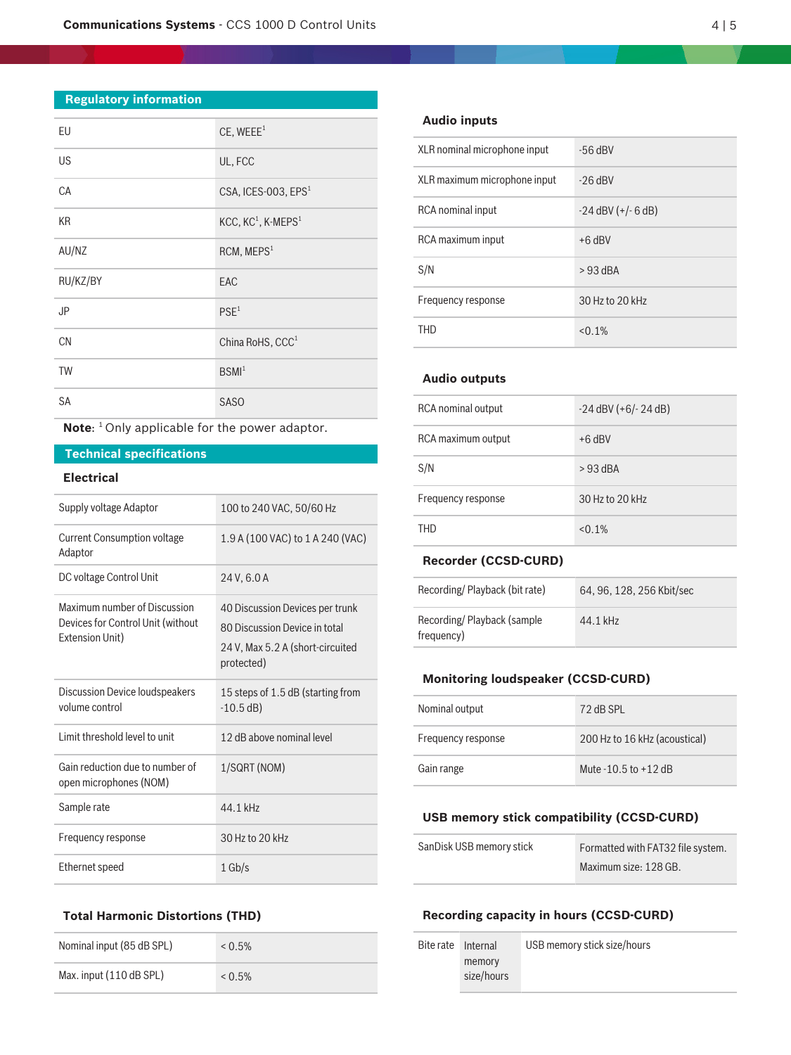## Regulatory information

| | |
|---|---|
| EU | CE, WEEE[1] |
| US | UL, FCC |
| CA | CSA, ICES-003, EPS[1] |
| KR | KCC, KC[1], K-MEPS[1] |
| AU/NZ | RCM, MEPS[1] |
| RU/KZ/BY | EAC |
| JP | PSE[1] |
| CN | China RoHS, CCC[1] |
| TW | BSMI[1] |
| SA | SASO |

**Note**: [1] Only applicable for the power adaptor.

## Technical specifications

### Electrical

| | |
|---|---|
| Supply voltage Adaptor | 100 to 240 VAC, 50/60 Hz |
| Current Consumption voltage Adaptor | 1.9 A (100 VAC) to 1 A 240 (VAC) |
| DC voltage Control Unit | 24 V, 6.0 A |
| Maximum number of Discussion Devices for Control Unit (without Extension Unit) | 40 Discussion Devices per trunk<br>80 Discussion Device in total<br>24 V, Max 5.2 A (short-circuited protected) |
| Discussion Device loudspeakers volume control | 15 steps of 1.5 dB (starting from -10.5 dB) |
| Limit threshold level to unit | 12 dB above nominal level |
| Gain reduction due to number of open microphones (NOM) | 1/SQRT (NOM) |
| Sample rate | 44.1 kHz |
| Frequency response | 30 Hz to 20 kHz |
| Ethernet speed | 1 Gb/s |

### Total Harmonic Distortions (THD)

| | |
|---|---|
| Nominal input (85 dB SPL) | < 0.5% |
| Max. input (110 dB SPL) | < 0.5% |

### Audio inputs

| | |
|---|---|
| XLR nominal microphone input | -56 dBV |
| XLR maximum microphone input | -26 dBV |
| RCA nominal input | -24 dBV (+/- 6 dB) |
| RCA maximum input | +6 dBV |
| S/N | > 93 dBA |
| Frequency response | 30 Hz to 20 kHz |
| THD | <0.1% |

### Audio outputs

| | |
|---|---|
| RCA nominal output | -24 dBV (+6/- 24 dB) |
| RCA maximum output | +6 dBV |
| S/N | > 93 dBA |
| Frequency response | 30 Hz to 20 kHz |
| THD | <0.1% |

### Recorder (CCSD-CURD)

| | |
|---|---|
| Recording/ Playback (bit rate) | 64, 96, 128, 256 Kbit/sec |
| Recording/ Playback (sample frequency) | 44.1 kHz |

### Monitoring loudspeaker (CCSD-CURD)

| | |
|---|---|
| Nominal output | 72 dB SPL |
| Frequency response | 200 Hz to 16 kHz (acoustical) |
| Gain range | Mute -10.5 to +12 dB |

### USB memory stick compatibility (CCSD-CURD)

| | |
|---|---|
| SanDisk USB memory stick | Formatted with FAT32 file system.<br>Maximum size: 128 GB. |

### Recording capacity in hours (CCSD-CURD)

| Bite rate | Internal memory size/hours | USB memory stick size/hours |
|---|---|---|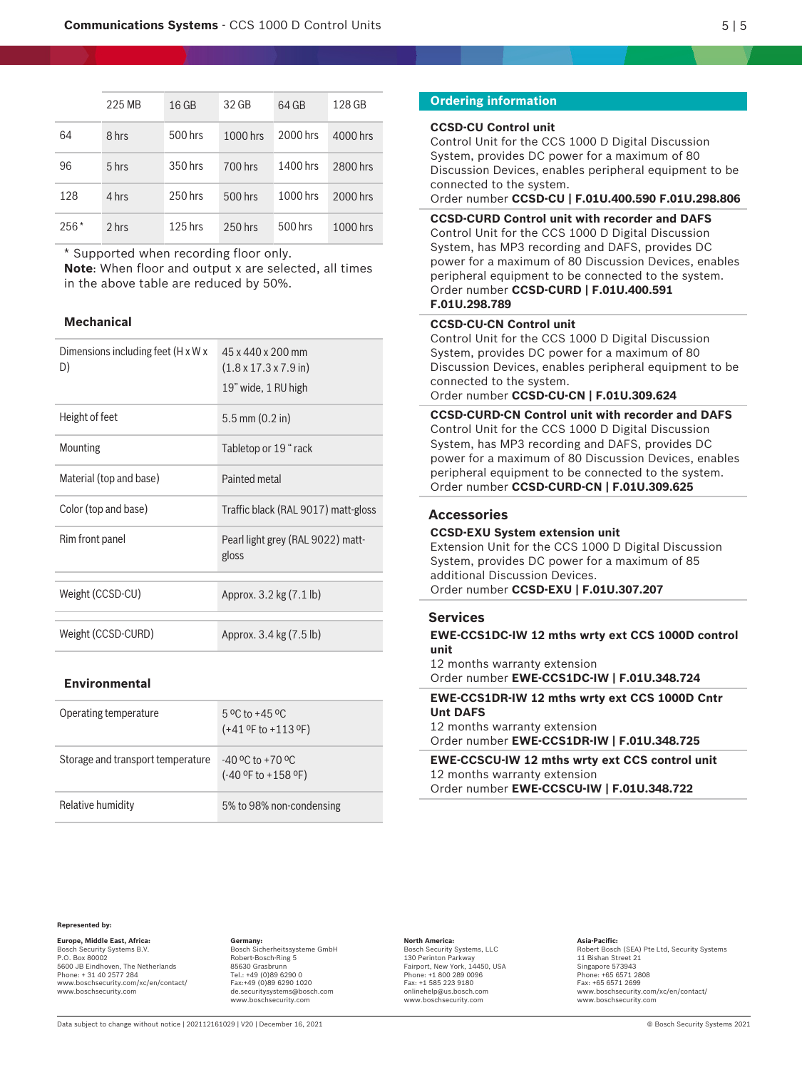| | 225 MB | 16 GB | 32 GB | 64 GB | 128 GB |
|---|---|---|---|---|---|
| 64 | 8 hrs | 500 hrs | 1000 hrs | 2000 hrs | 4000 hrs |
| 96 | 5 hrs | 350 hrs | 700 hrs | 1400 hrs | 2800 hrs |
| 128 | 4 hrs | 250 hrs | 500 hrs | 1000 hrs | 2000 hrs |
| 256* | 2 hrs | 125 hrs | 250 hrs | 500 hrs | 1000 hrs |

* Supported when recording floor only.
**Note**: When floor and output x are selected, all times in the above table are reduced by 50%.

### Mechanical

| | |
|---|---|
| Dimensions including feet (H x W x D) | 45 x 440 x 200 mm (1.8 x 17.3 x 7.9 in) 19" wide, 1 RU high |
| Height of feet | 5.5 mm (0.2 in) |
| Mounting | Tabletop or 19 " rack |
| Material (top and base) | Painted metal |
| Color (top and base) | Traffic black (RAL 9017) matt-gloss |
| Rim front panel | Pearl light grey (RAL 9022) matt-gloss |
| Weight (CCSD-CU) | Approx. 3.2 kg (7.1 lb) |
| Weight (CCSD-CURD) | Approx. 3.4 kg (7.5 lb) |

### Environmental

| | |
|---|---|
| Operating temperature | 5 ºC to +45 ºC (+41 ºF to +113 ºF) |
| Storage and transport temperature | -40 ºC to +70 ºC (-40 ºF to +158 ºF) |
| Relative humidity | 5% to 98% non-condensing |

## Ordering information

**CCSD-CU Control unit**
Control Unit for the CCS 1000 D Digital Discussion System, provides DC power for a maximum of 80 Discussion Devices, enables peripheral equipment to be connected to the system.
Order number **CCSD-CU | F.01U.400.590 F.01U.298.806**

**CCSD-CURD Control unit with recorder and DAFS**
Control Unit for the CCS 1000 D Digital Discussion System, has MP3 recording and DAFS, provides DC power for a maximum of 80 Discussion Devices, enables peripheral equipment to be connected to the system.
Order number **CCSD-CURD | F.01U.400.591 F.01U.298.789**

**CCSD-CU-CN Control unit**
Control Unit for the CCS 1000 D Digital Discussion System, provides DC power for a maximum of 80 Discussion Devices, enables peripheral equipment to be connected to the system.
Order number **CCSD-CU-CN | F.01U.309.624**

**CCSD-CURD-CN Control unit with recorder and DAFS**
Control Unit for the CCS 1000 D Digital Discussion System, has MP3 recording and DAFS, provides DC power for a maximum of 80 Discussion Devices, enables peripheral equipment to be connected to the system.
Order number **CCSD-CURD-CN | F.01U.309.625**

### Accessories

**CCSD-EXU System extension unit**
Extension Unit for the CCS 1000 D Digital Discussion System, provides DC power for a maximum of 85 additional Discussion Devices.
Order number **CCSD-EXU | F.01U.307.207**

### Services

**EWE-CCS1DC-IW 12 mths wrty ext CCS 1000D control unit**
12 months warranty extension
Order number **EWE-CCS1DC-IW | F.01U.348.724**

**EWE-CCS1DR-IW 12 mths wrty ext CCS 1000D Cntr Unt DAFS**
12 months warranty extension
Order number **EWE-CCS1DR-IW | F.01U.348.725**

**EWE-CCSCU-IW 12 mths wrty ext CCS control unit**
12 months warranty extension
Order number **EWE-CCSCU-IW | F.01U.348.722**

**Represented by:**

**Europe, Middle East, Africa:**
Bosch Security Systems B.V.
P.O. Box 80002
5600 JB Eindhoven, The Netherlands
Phone: + 31 40 2577 284
www.boschsecurity.com/xc/en/contact/
www.boschsecurity.com

**Germany:**
Bosch Sicherheitssysteme GmbH
Robert-Bosch-Ring 5
85630 Grasbrunn
Tel.: +49 (0)89 6290 0
Fax:+49 (0)89 6290 1020
de.securitysystems@bosch.com
www.boschsecurity.com

**North America:**
Bosch Security Systems, LLC
130 Perinton Parkway
Fairport, New York, 14450, USA
Phone: +1 800 289 0096
Fax: +1 585 223 9180
onlinehelp@us.bosch.com
www.boschsecurity.com

**Asia-Pacific:**
Robert Bosch (SEA) Pte Ltd, Security Systems
11 Bishan Street 21
Singapore 573943
Phone: +65 6571 2808
Fax: +65 6571 2699
www.boschsecurity.com/xc/en/contact/
www.boschsecurity.com

Data subject to change without notice | 202112161029 | V20 | December 16, 2021

© Bosch Security Systems 2021